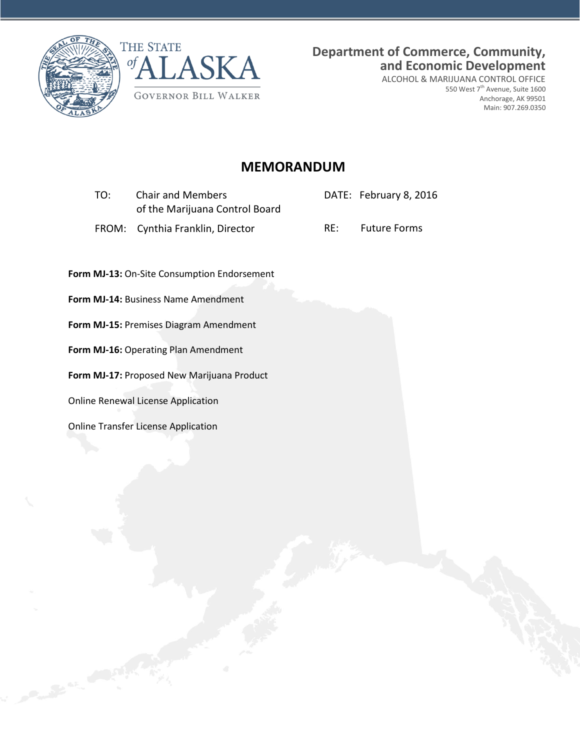THE STATE of ALASKA

GOVERNOR BILL WALKER

**Department of Commerce, Community, and Economic Development**

ALCOHOL & MARIJUANA CONTROL OFFICE
550 West 7th Avenue, Suite 1600
Anchorage, AK 99501
Main: 907.269.0350

# MEMORANDUM

TO: Chair and Members of the Marijuana Control Board

DATE: February 8, 2016

FROM: Cynthia Franklin, Director

RE: Future Forms

**Form MJ-13:** On-Site Consumption Endorsement

**Form MJ-14:** Business Name Amendment

**Form MJ-15:** Premises Diagram Amendment

**Form MJ-16:** Operating Plan Amendment

**Form MJ-17:** Proposed New Marijuana Product

Online Renewal License Application

Online Transfer License Application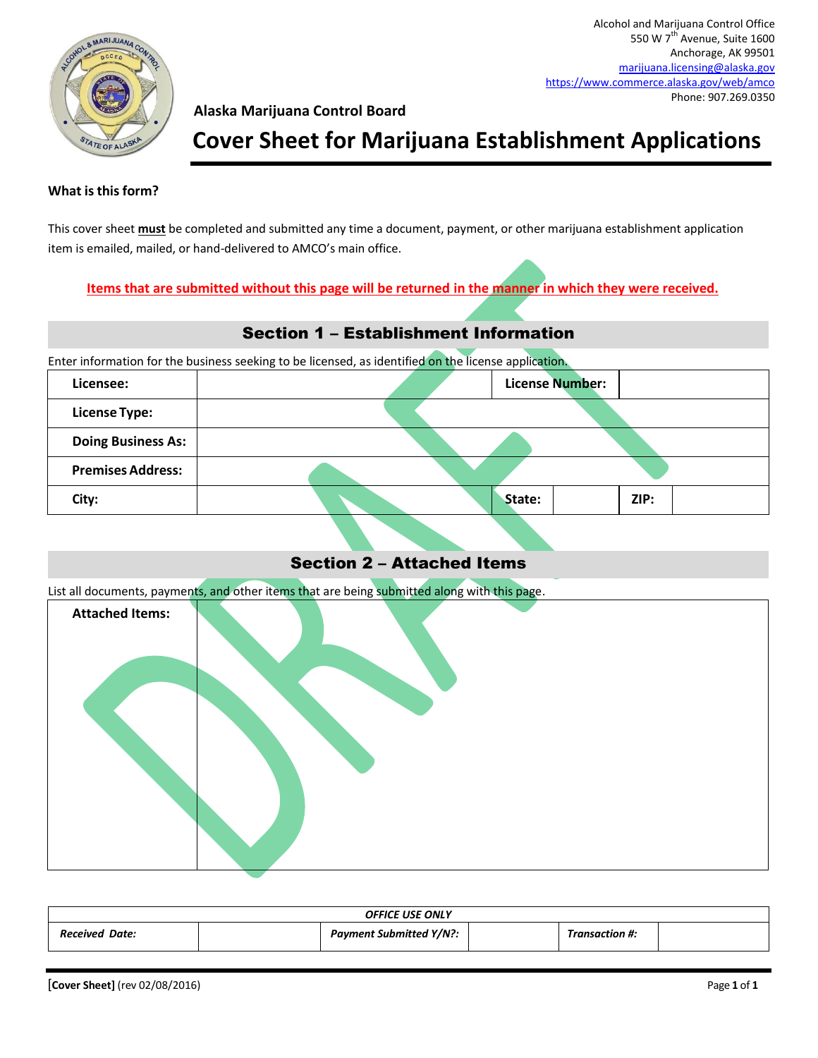Alcohol and Marijuana Control Office
550 W 7th Avenue, Suite 1600
Anchorage, AK 99501
marijuana.licensing@alaska.gov
https://www.commerce.alaska.gov/web/amco
Phone: 907.269.0350

**Alaska Marijuana Control Board**

# Cover Sheet for Marijuana Establishment Applications

**What is this form?**

This cover sheet **must** be completed and submitted any time a document, payment, or other marijuana establishment application item is emailed, mailed, or hand-delivered to AMCO's main office.

**Items that are submitted without this page will be returned in the manner in which they were received.**

## Section 1 – Establishment Information

Enter information for the business seeking to be licensed, as identified on the license application.

| | | | | | |
|---|---|---|---|---|---|
| **Licensee:** | | **License Number:** | | | |
| **License Type:** | | | | | |
| **Doing Business As:** | | | | | |
| **Premises Address:** | | | | | |
| **City:** | | **State:** | | **ZIP:** | |

## Section 2 – Attached Items

List all documents, payments, and other items that are being submitted along with this page.

| | |
|---|---|
| **Attached Items:** | |

| OFFICE USE ONLY | | | | | |
|---|---|---|---|---|---|
| *Received Date:* | | *Payment Submitted Y/N?:* | | *Transaction #:* | |

**[Cover Sheet]** (rev 02/08/2016)